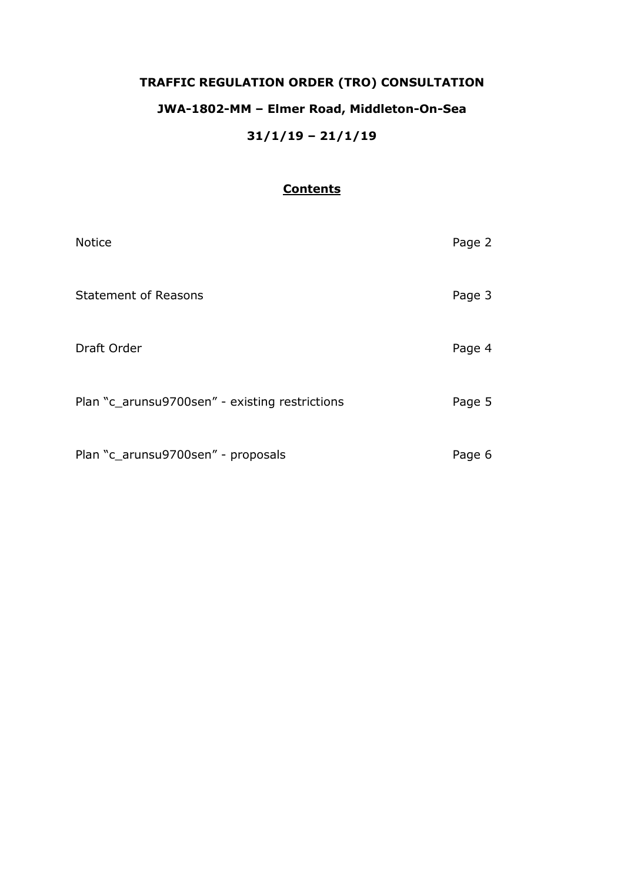# TRAFFIC REGULATION ORDER (TRO) CONSULTATION

## JWA-1802-MM – Elmer Road, Middleton-On-Sea

## 31/1/19 – 21/1/19

### Contents

| | |
|---|---|
| Notice | Page 2 |
| Statement of Reasons | Page 3 |
| Draft Order | Page 4 |
| Plan "c_arunsu9700sen" - existing restrictions | Page 5 |
| Plan "c_arunsu9700sen" - proposals | Page 6 |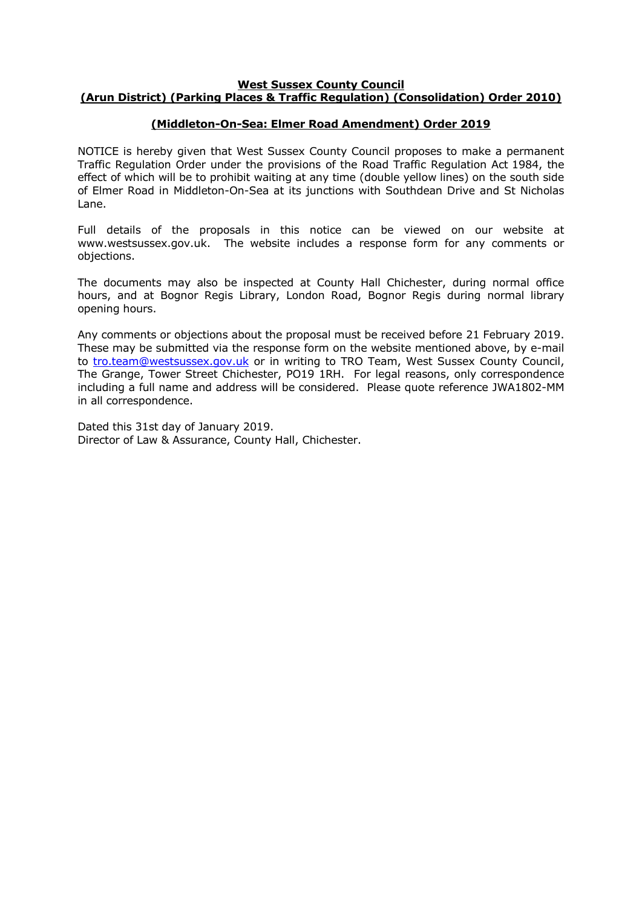**West Sussex County Council**
**(Arun District) (Parking Places & Traffic Regulation) (Consolidation) Order 2010)**

**(Middleton-On-Sea: Elmer Road Amendment) Order 2019**

NOTICE is hereby given that West Sussex County Council proposes to make a permanent Traffic Regulation Order under the provisions of the Road Traffic Regulation Act 1984, the effect of which will be to prohibit waiting at any time (double yellow lines) on the south side of Elmer Road in Middleton-On-Sea at its junctions with Southdean Drive and St Nicholas Lane.

Full details of the proposals in this notice can be viewed on our website at www.westsussex.gov.uk. The website includes a response form for any comments or objections.

The documents may also be inspected at County Hall Chichester, during normal office hours, and at Bognor Regis Library, London Road, Bognor Regis during normal library opening hours.

Any comments or objections about the proposal must be received before 21 February 2019. These may be submitted via the response form on the website mentioned above, by e-mail to tro.team@westsussex.gov.uk or in writing to TRO Team, West Sussex County Council, The Grange, Tower Street Chichester, PO19 1RH. For legal reasons, only correspondence including a full name and address will be considered. Please quote reference JWA1802-MM in all correspondence.

Dated this 31st day of January 2019.
Director of Law & Assurance, County Hall, Chichester.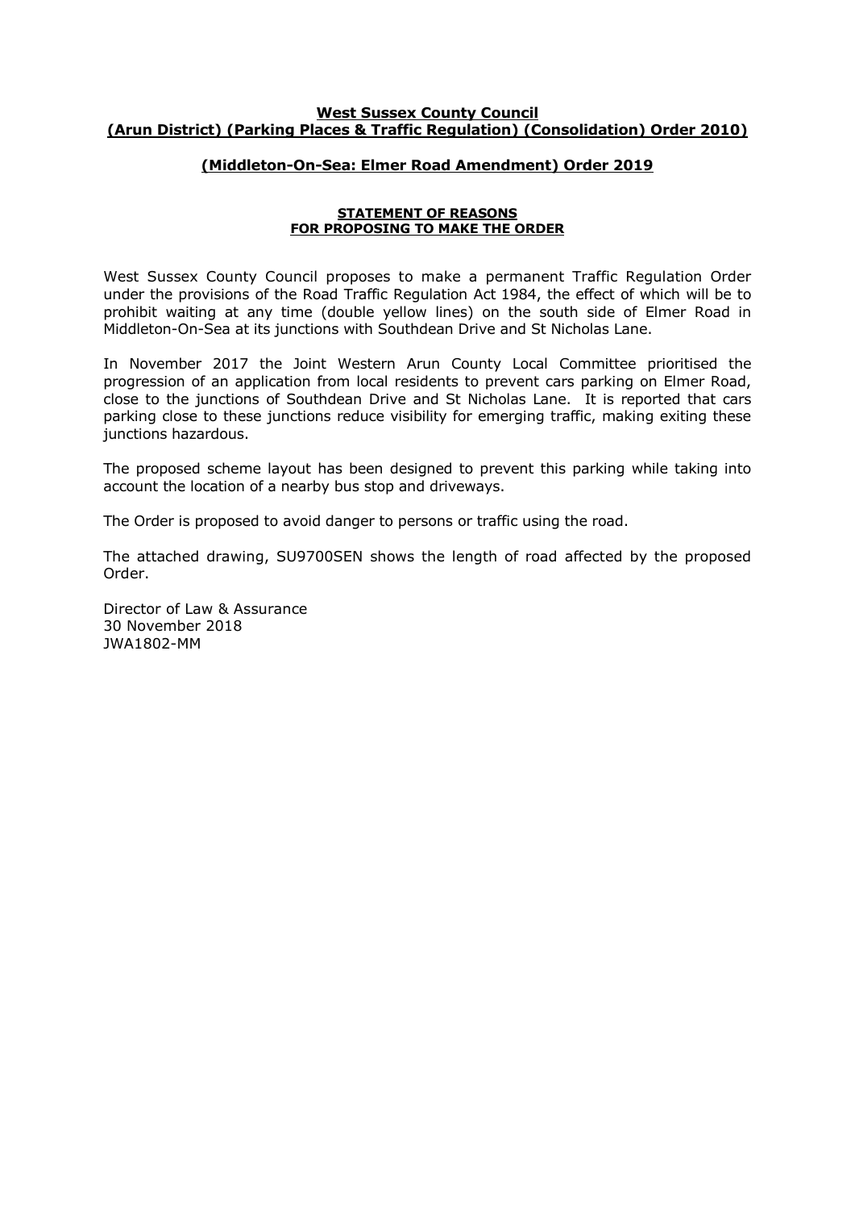**West Sussex County Council**
**(Arun District) (Parking Places & Traffic Regulation) (Consolidation) Order 2010)**

**(Middleton-On-Sea: Elmer Road Amendment) Order 2019**

**STATEMENT OF REASONS**
**FOR PROPOSING TO MAKE THE ORDER**

West Sussex County Council proposes to make a permanent Traffic Regulation Order under the provisions of the Road Traffic Regulation Act 1984, the effect of which will be to prohibit waiting at any time (double yellow lines) on the south side of Elmer Road in Middleton-On-Sea at its junctions with Southdean Drive and St Nicholas Lane.

In November 2017 the Joint Western Arun County Local Committee prioritised the progression of an application from local residents to prevent cars parking on Elmer Road, close to the junctions of Southdean Drive and St Nicholas Lane. It is reported that cars parking close to these junctions reduce visibility for emerging traffic, making exiting these junctions hazardous.

The proposed scheme layout has been designed to prevent this parking while taking into account the location of a nearby bus stop and driveways.

The Order is proposed to avoid danger to persons or traffic using the road.

The attached drawing, SU9700SEN shows the length of road affected by the proposed Order.

Director of Law & Assurance
30 November 2018
JWA1802-MM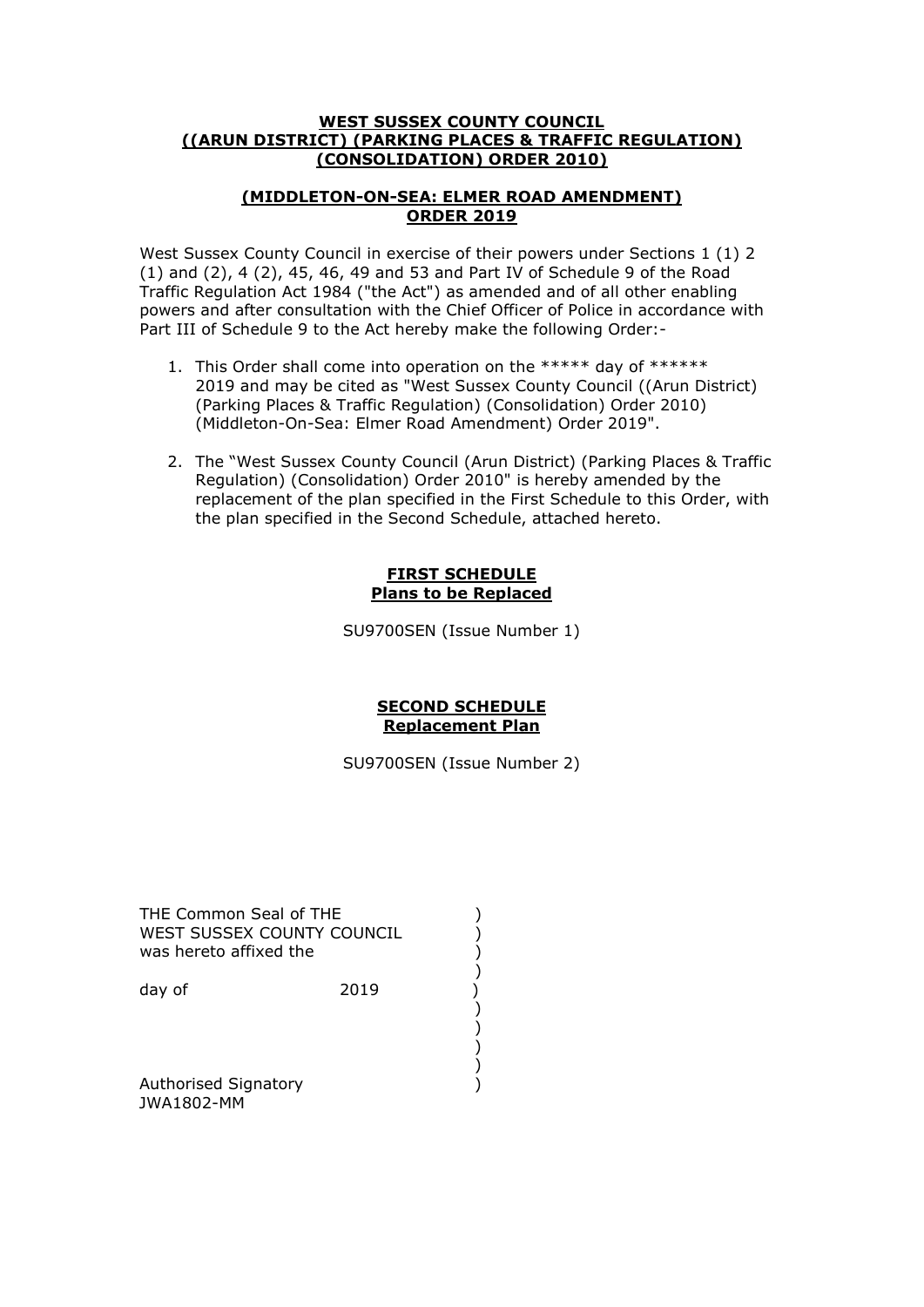**WEST SUSSEX COUNTY COUNCIL**
**((ARUN DISTRICT) (PARKING PLACES & TRAFFIC REGULATION) (CONSOLIDATION) ORDER 2010)**

**(MIDDLETON-ON-SEA: ELMER ROAD AMENDMENT) ORDER 2019**

West Sussex County Council in exercise of their powers under Sections 1 (1) 2 (1) and (2), 4 (2), 45, 46, 49 and 53 and Part IV of Schedule 9 of the Road Traffic Regulation Act 1984 ("the Act") as amended and of all other enabling powers and after consultation with the Chief Officer of Police in accordance with Part III of Schedule 9 to the Act hereby make the following Order:-

1. This Order shall come into operation on the ***** day of ****** 2019 and may be cited as "West Sussex County Council ((Arun District) (Parking Places & Traffic Regulation) (Consolidation) Order 2010) (Middleton-On-Sea: Elmer Road Amendment) Order 2019".

2. The "West Sussex County Council (Arun District) (Parking Places & Traffic Regulation) (Consolidation) Order 2010" is hereby amended by the replacement of the plan specified in the First Schedule to this Order, with the plan specified in the Second Schedule, attached hereto.

**FIRST SCHEDULE**
**Plans to be Replaced**

SU9700SEN (Issue Number 1)

**SECOND SCHEDULE**
**Replacement Plan**

SU9700SEN (Issue Number 2)

THE Common Seal of THE WEST SUSSEX COUNTY COUNCIL was hereto affixed the )

day of 2019 )

Authorised Signatory )
JWA1802-MM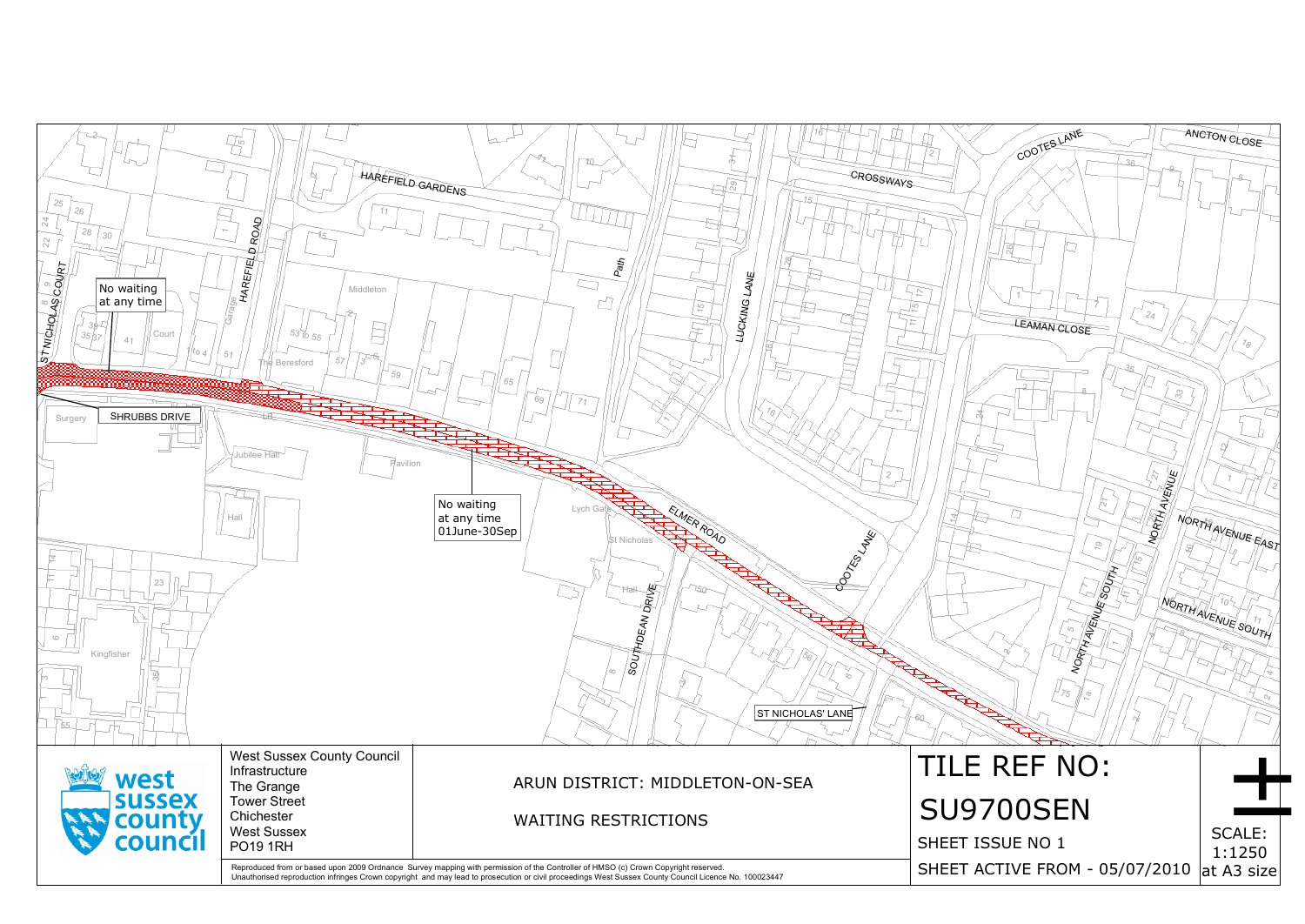No waiting at any time

SHRUBBS DRIVE

No waiting at any time 01June-30Sep

ELMER ROAD

ST NICHOLAS' LANE

HAREFIELD GARDENS

HAREFIELD ROAD

ST NICHOLAS COURT

LUCKING LANE

CROSSWAYS

COOTES LANE

ANCTON CLOSE

LEAMAN CLOSE

NORTH AVENUE

NORTH AVENUE EAST

NORTH AVENUE SOUTH

SOUTHDEAN DRIVE

West Sussex County Council
Infrastructure
The Grange
Tower Street
Chichester
West Sussex
PO19 1RH

ARUN DISTRICT: MIDDLETON-ON-SEA

WAITING RESTRICTIONS

TILE REF NO:

SU9700SEN

SHEET ISSUE NO 1

SHEET ACTIVE FROM - 05/07/2010

SCALE: 1:1250 at A3 size

Reproduced from or based upon 2009 Ordnance Survey mapping with permission of the Controller of HMSO (c) Crown Copyright reserved.
Unauthorised reproduction infringes Crown copyright and may lead to prosecution or civil proceedings West Sussex County Council Licence No. 100023447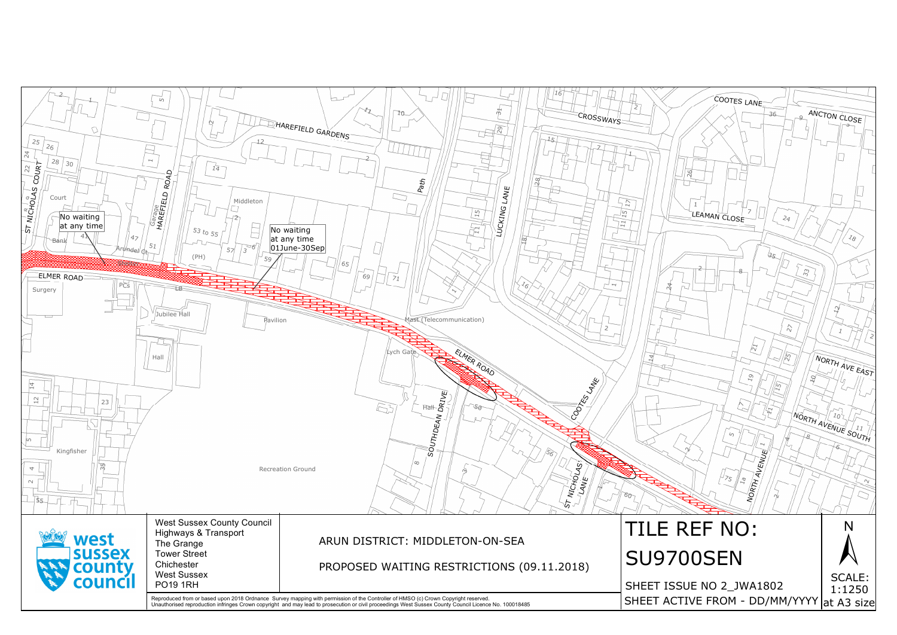No waiting at any time

No waiting at any time 01June-30Sep

West Sussex County Council
Highways & Transport
The Grange
Tower Street
Chichester
West Sussex
PO19 1RH

ARUN DISTRICT: MIDDLETON-ON-SEA

PROPOSED WAITING RESTRICTIONS (09.11.2018)

TILE REF NO:
SU9700SEN

SHEET ISSUE NO 2_JWA1802
SHEET ACTIVE FROM - DD/MM/YYYY

N

SCALE: 1:1250 at A3 size

Reproduced from or based upon 2018 Ordnance Survey mapping with permission of the Controller of HMSO (c) Crown Copyright reserved.
Unauthorised reproduction infringes Crown copyright and may lead to prosecution or civil proceedings West Sussex County Council Licence No. 100018485